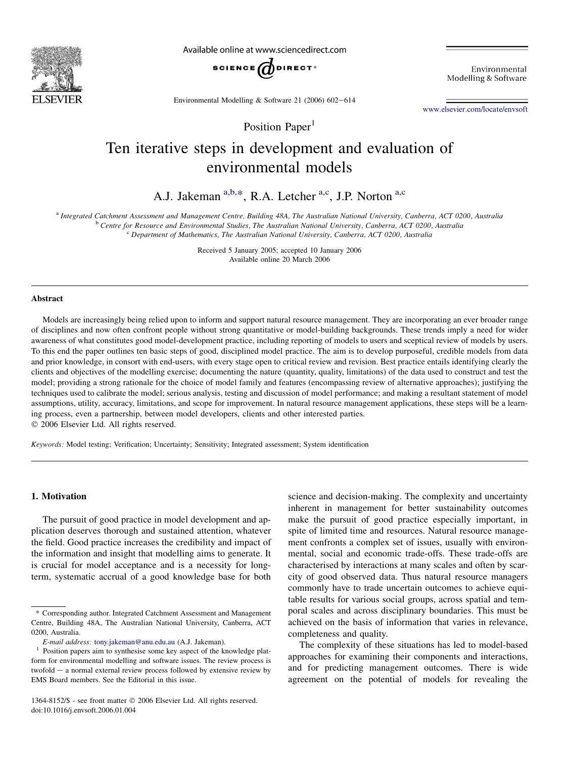Position Paper[1]

# Ten iterative steps in development and evaluation of environmental models

A.J. Jakeman [a,b,*], R.A. Letcher [a,c], J.P. Norton [a,c]

[a] Integrated Catchment Assessment and Management Centre, Building 48A, The Australian National University, Canberra, ACT 0200, Australia
[b] Centre for Resource and Environmental Studies, The Australian National University, Canberra, ACT 0200, Australia
[c] Department of Mathematics, The Australian National University, Canberra, ACT 0200, Australia

Received 5 January 2005; accepted 10 January 2006
Available online 20 March 2006

## Abstract

Models are increasingly being relied upon to inform and support natural resource management. They are incorporating an ever broader range of disciplines and now often confront people without strong quantitative or model-building backgrounds. These trends imply a need for wider awareness of what constitutes good model-development practice, including reporting of models to users and sceptical review of models by users. To this end the paper outlines ten basic steps of good, disciplined model practice. The aim is to develop purposeful, credible models from data and prior knowledge, in consort with end-users, with every stage open to critical review and revision. Best practice entails identifying clearly the clients and objectives of the modelling exercise; documenting the nature (quantity, quality, limitations) of the data used to construct and test the model; providing a strong rationale for the choice of model family and features (encompassing review of alternative approaches); justifying the techniques used to calibrate the model; serious analysis, testing and discussion of model performance; and making a resultant statement of model assumptions, utility, accuracy, limitations, and scope for improvement. In natural resource management applications, these steps will be a learning process, even a partnership, between model developers, clients and other interested parties.
© 2006 Elsevier Ltd. All rights reserved.

*Keywords:* Model testing; Verification; Uncertainty; Sensitivity; Integrated assessment; System identification

## 1. Motivation

The pursuit of good practice in model development and application deserves thorough and sustained attention, whatever the field. Good practice increases the credibility and impact of the information and insight that modelling aims to generate. It is crucial for model acceptance and is a necessity for long-term, systematic accrual of a good knowledge base for both science and decision-making. The complexity and uncertainty inherent in management for better sustainability outcomes make the pursuit of good practice especially important, in spite of limited time and resources. Natural resource management confronts a complex set of issues, usually with environmental, social and economic trade-offs. These trade-offs are characterised by interactions at many scales and often by scarcity of good observed data. Thus natural resource managers commonly have to trade uncertain outcomes to achieve equitable results for various social groups, across spatial and temporal scales and across disciplinary boundaries. This must be achieved on the basis of information that varies in relevance, completeness and quality.

The complexity of these situations has led to model-based approaches for examining their components and interactions, and for predicting management outcomes. There is wide agreement on the potential of models for revealing the

---

\* Corresponding author. Integrated Catchment Assessment and Management Centre, Building 48A, The Australian National University, Canberra, ACT 0200, Australia.

*E-mail address:* tony.jakeman@anu.edu.au (A.J. Jakeman).

[1] Position papers aim to synthesise some key aspect of the knowledge platform for environmental modelling and software issues. The review process is twofold – a normal external review process followed by extensive review by EMS Board members. See the Editorial in this issue.

1364-8152/$ - see front matter © 2006 Elsevier Ltd. All rights reserved.
doi:10.1016/j.envsoft.2006.01.004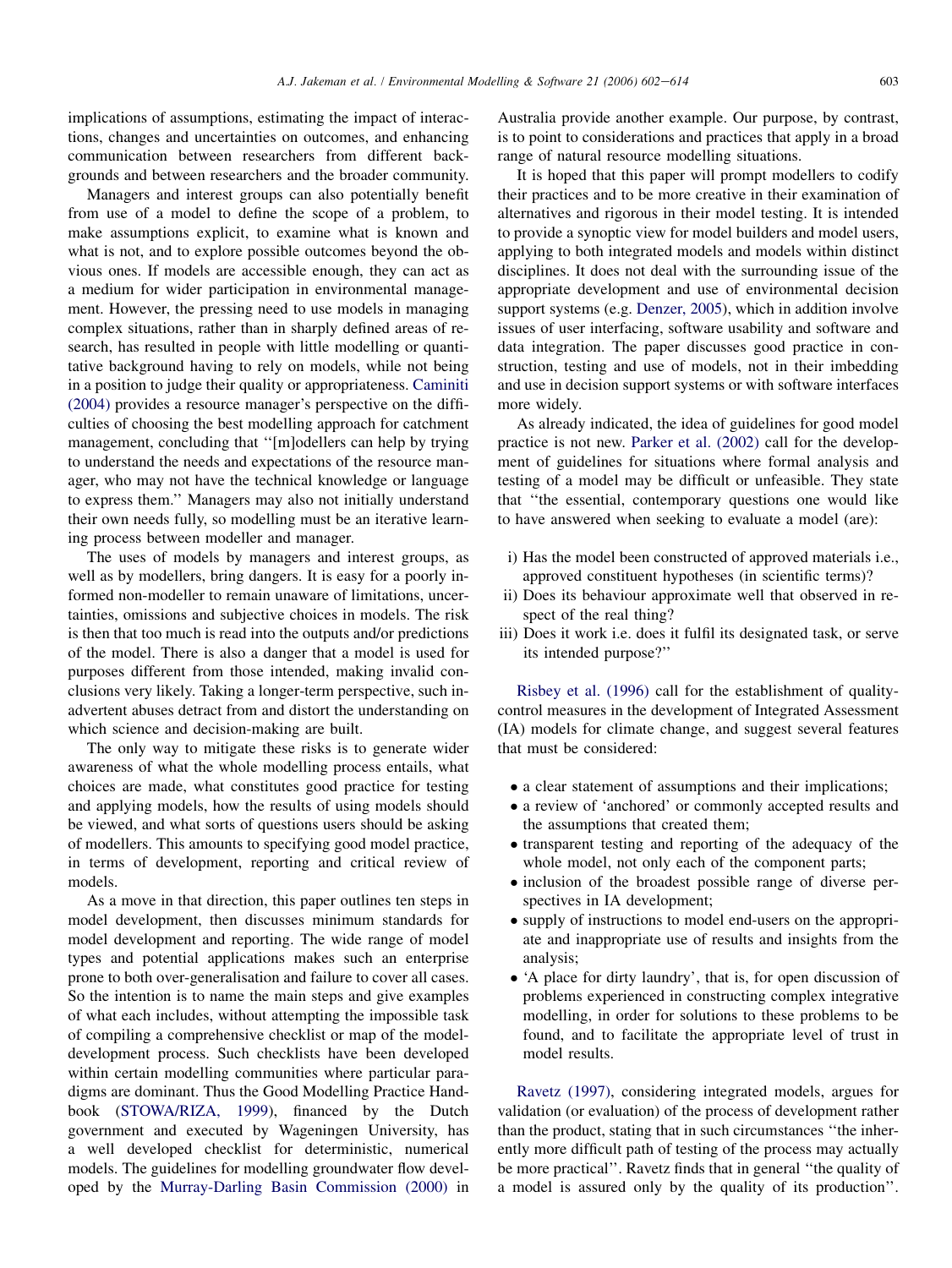implications of assumptions, estimating the impact of interactions, changes and uncertainties on outcomes, and enhancing communication between researchers from different backgrounds and between researchers and the broader community.

Managers and interest groups can also potentially benefit from use of a model to define the scope of a problem, to make assumptions explicit, to examine what is known and what is not, and to explore possible outcomes beyond the obvious ones. If models are accessible enough, they can act as a medium for wider participation in environmental management. However, the pressing need to use models in managing complex situations, rather than in sharply defined areas of research, has resulted in people with little modelling or quantitative background having to rely on models, while not being in a position to judge their quality or appropriateness. Caminiti (2004) provides a resource manager's perspective on the difficulties of choosing the best modelling approach for catchment management, concluding that ''[m]odellers can help by trying to understand the needs and expectations of the resource manager, who may not have the technical knowledge or language to express them.'' Managers may also not initially understand their own needs fully, so modelling must be an iterative learning process between modeller and manager.

The uses of models by managers and interest groups, as well as by modellers, bring dangers. It is easy for a poorly informed non-modeller to remain unaware of limitations, uncertainties, omissions and subjective choices in models. The risk is then that too much is read into the outputs and/or predictions of the model. There is also a danger that a model is used for purposes different from those intended, making invalid conclusions very likely. Taking a longer-term perspective, such inadvertent abuses detract from and distort the understanding on which science and decision-making are built.

The only way to mitigate these risks is to generate wider awareness of what the whole modelling process entails, what choices are made, what constitutes good practice for testing and applying models, how the results of using models should be viewed, and what sorts of questions users should be asking of modellers. This amounts to specifying good model practice, in terms of development, reporting and critical review of models.

As a move in that direction, this paper outlines ten steps in model development, then discusses minimum standards for model development and reporting. The wide range of model types and potential applications makes such an enterprise prone to both over-generalisation and failure to cover all cases. So the intention is to name the main steps and give examples of what each includes, without attempting the impossible task of compiling a comprehensive checklist or map of the model-development process. Such checklists have been developed within certain modelling communities where particular paradigms are dominant. Thus the Good Modelling Practice Handbook (STOWA/RIZA, 1999), financed by the Dutch government and executed by Wageningen University, has a well developed checklist for deterministic, numerical models. The guidelines for modelling groundwater flow developed by the Murray-Darling Basin Commission (2000) in Australia provide another example. Our purpose, by contrast, is to point to considerations and practices that apply in a broad range of natural resource modelling situations.

It is hoped that this paper will prompt modellers to codify their practices and to be more creative in their examination of alternatives and rigorous in their model testing. It is intended to provide a synoptic view for model builders and model users, applying to both integrated models and models within distinct disciplines. It does not deal with the surrounding issue of the appropriate development and use of environmental decision support systems (e.g. Denzer, 2005), which in addition involve issues of user interfacing, software usability and software and data integration. The paper discusses good practice in construction, testing and use of models, not in their imbedding and use in decision support systems or with software interfaces more widely.

As already indicated, the idea of guidelines for good model practice is not new. Parker et al. (2002) call for the development of guidelines for situations where formal analysis and testing of a model may be difficult or unfeasible. They state that ''the essential, contemporary questions one would like to have answered when seeking to evaluate a model (are):

i) Has the model been constructed of approved materials i.e., approved constituent hypotheses (in scientific terms)?
ii) Does its behaviour approximate well that observed in respect of the real thing?
iii) Does it work i.e. does it fulfil its designated task, or serve its intended purpose?''

Risbey et al. (1996) call for the establishment of quality-control measures in the development of Integrated Assessment (IA) models for climate change, and suggest several features that must be considered:

- a clear statement of assumptions and their implications;
- a review of 'anchored' or commonly accepted results and the assumptions that created them;
- transparent testing and reporting of the adequacy of the whole model, not only each of the component parts;
- inclusion of the broadest possible range of diverse perspectives in IA development;
- supply of instructions to model end-users on the appropriate and inappropriate use of results and insights from the analysis;
- 'A place for dirty laundry', that is, for open discussion of problems experienced in constructing complex integrative modelling, in order for solutions to these problems to be found, and to facilitate the appropriate level of trust in model results.

Ravetz (1997), considering integrated models, argues for validation (or evaluation) of the process of development rather than the product, stating that in such circumstances ''the inherently more difficult path of testing of the process may actually be more practical''. Ravetz finds that in general ''the quality of a model is assured only by the quality of its production''.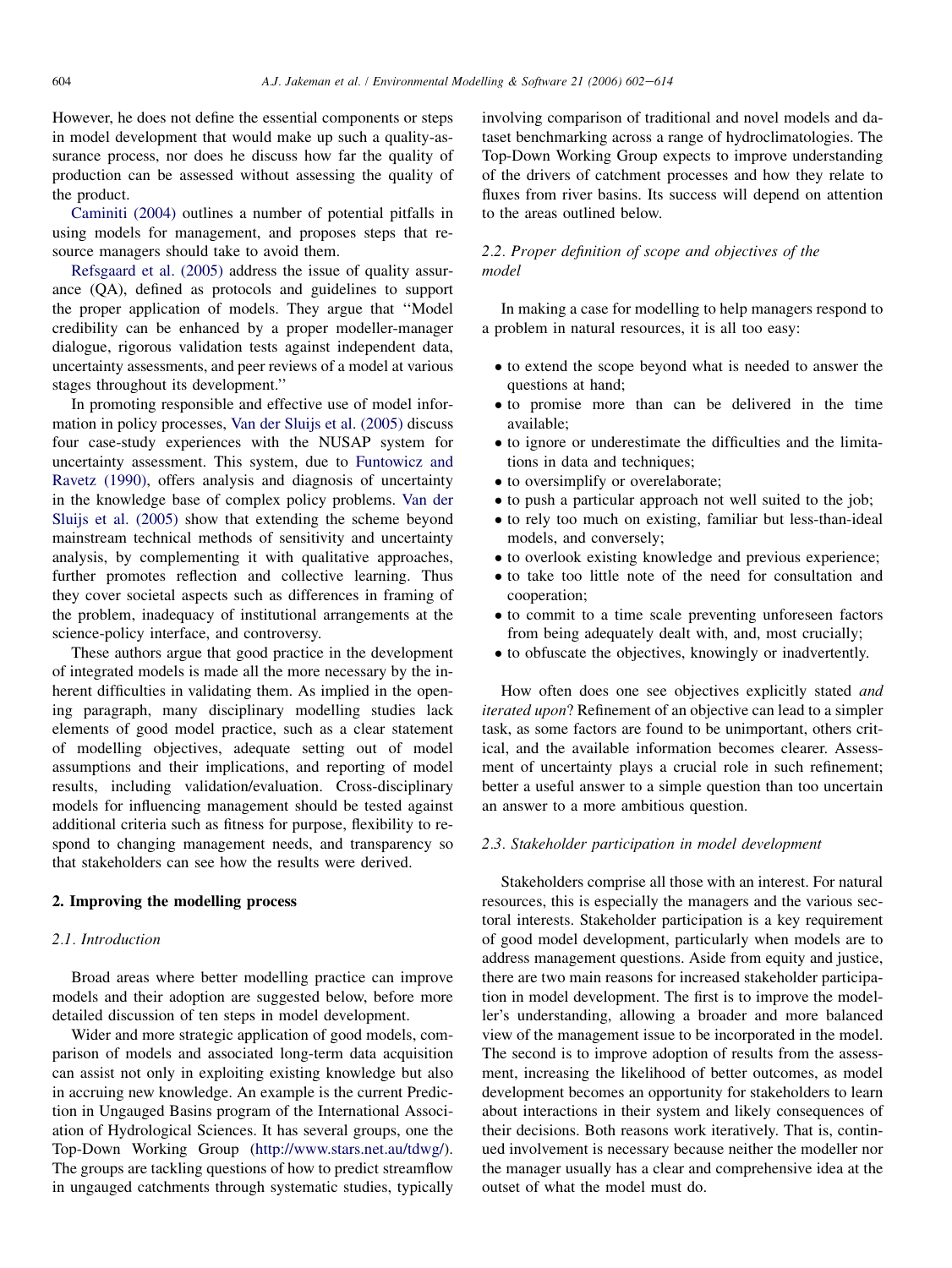However, he does not define the essential components or steps in model development that would make up such a quality-assurance process, nor does he discuss how far the quality of production can be assessed without assessing the quality of the product.

Caminiti (2004) outlines a number of potential pitfalls in using models for management, and proposes steps that resource managers should take to avoid them.

Refsgaard et al. (2005) address the issue of quality assurance (QA), defined as protocols and guidelines to support the proper application of models. They argue that ''Model credibility can be enhanced by a proper modeller-manager dialogue, rigorous validation tests against independent data, uncertainty assessments, and peer reviews of a model at various stages throughout its development.''

In promoting responsible and effective use of model information in policy processes, Van der Sluijs et al. (2005) discuss four case-study experiences with the NUSAP system for uncertainty assessment. This system, due to Funtowicz and Ravetz (1990), offers analysis and diagnosis of uncertainty in the knowledge base of complex policy problems. Van der Sluijs et al. (2005) show that extending the scheme beyond mainstream technical methods of sensitivity and uncertainty analysis, by complementing it with qualitative approaches, further promotes reflection and collective learning. Thus they cover societal aspects such as differences in framing of the problem, inadequacy of institutional arrangements at the science-policy interface, and controversy.

These authors argue that good practice in the development of integrated models is made all the more necessary by the inherent difficulties in validating them. As implied in the opening paragraph, many disciplinary modelling studies lack elements of good model practice, such as a clear statement of modelling objectives, adequate setting out of model assumptions and their implications, and reporting of model results, including validation/evaluation. Cross-disciplinary models for influencing management should be tested against additional criteria such as fitness for purpose, flexibility to respond to changing management needs, and transparency so that stakeholders can see how the results were derived.

## 2. Improving the modelling process

### 2.1. Introduction

Broad areas where better modelling practice can improve models and their adoption are suggested below, before more detailed discussion of ten steps in model development.

Wider and more strategic application of good models, comparison of models and associated long-term data acquisition can assist not only in exploiting existing knowledge but also in accruing new knowledge. An example is the current Prediction in Ungauged Basins program of the International Association of Hydrological Sciences. It has several groups, one the Top-Down Working Group (http://www.stars.net.au/tdwg/). The groups are tackling questions of how to predict streamflow in ungauged catchments through systematic studies, typically involving comparison of traditional and novel models and dataset benchmarking across a range of hydroclimatologies. The Top-Down Working Group expects to improve understanding of the drivers of catchment processes and how they relate to fluxes from river basins. Its success will depend on attention to the areas outlined below.

### 2.2. Proper definition of scope and objectives of the model

In making a case for modelling to help managers respond to a problem in natural resources, it is all too easy:

- to extend the scope beyond what is needed to answer the questions at hand;
- to promise more than can be delivered in the time available;
- to ignore or underestimate the difficulties and the limitations in data and techniques;
- to oversimplify or overelaborate;
- to push a particular approach not well suited to the job;
- to rely too much on existing, familiar but less-than-ideal models, and conversely;
- to overlook existing knowledge and previous experience;
- to take too little note of the need for consultation and cooperation;
- to commit to a time scale preventing unforeseen factors from being adequately dealt with, and, most crucially;
- to obfuscate the objectives, knowingly or inadvertently.

How often does one see objectives explicitly stated *and iterated upon*? Refinement of an objective can lead to a simpler task, as some factors are found to be unimportant, others critical, and the available information becomes clearer. Assessment of uncertainty plays a crucial role in such refinement; better a useful answer to a simple question than too uncertain an answer to a more ambitious question.

### 2.3. Stakeholder participation in model development

Stakeholders comprise all those with an interest. For natural resources, this is especially the managers and the various sectoral interests. Stakeholder participation is a key requirement of good model development, particularly when models are to address management questions. Aside from equity and justice, there are two main reasons for increased stakeholder participation in model development. The first is to improve the modeller's understanding, allowing a broader and more balanced view of the management issue to be incorporated in the model. The second is to improve adoption of results from the assessment, increasing the likelihood of better outcomes, as model development becomes an opportunity for stakeholders to learn about interactions in their system and likely consequences of their decisions. Both reasons work iteratively. That is, continued involvement is necessary because neither the modeller nor the manager usually has a clear and comprehensive idea at the outset of what the model must do.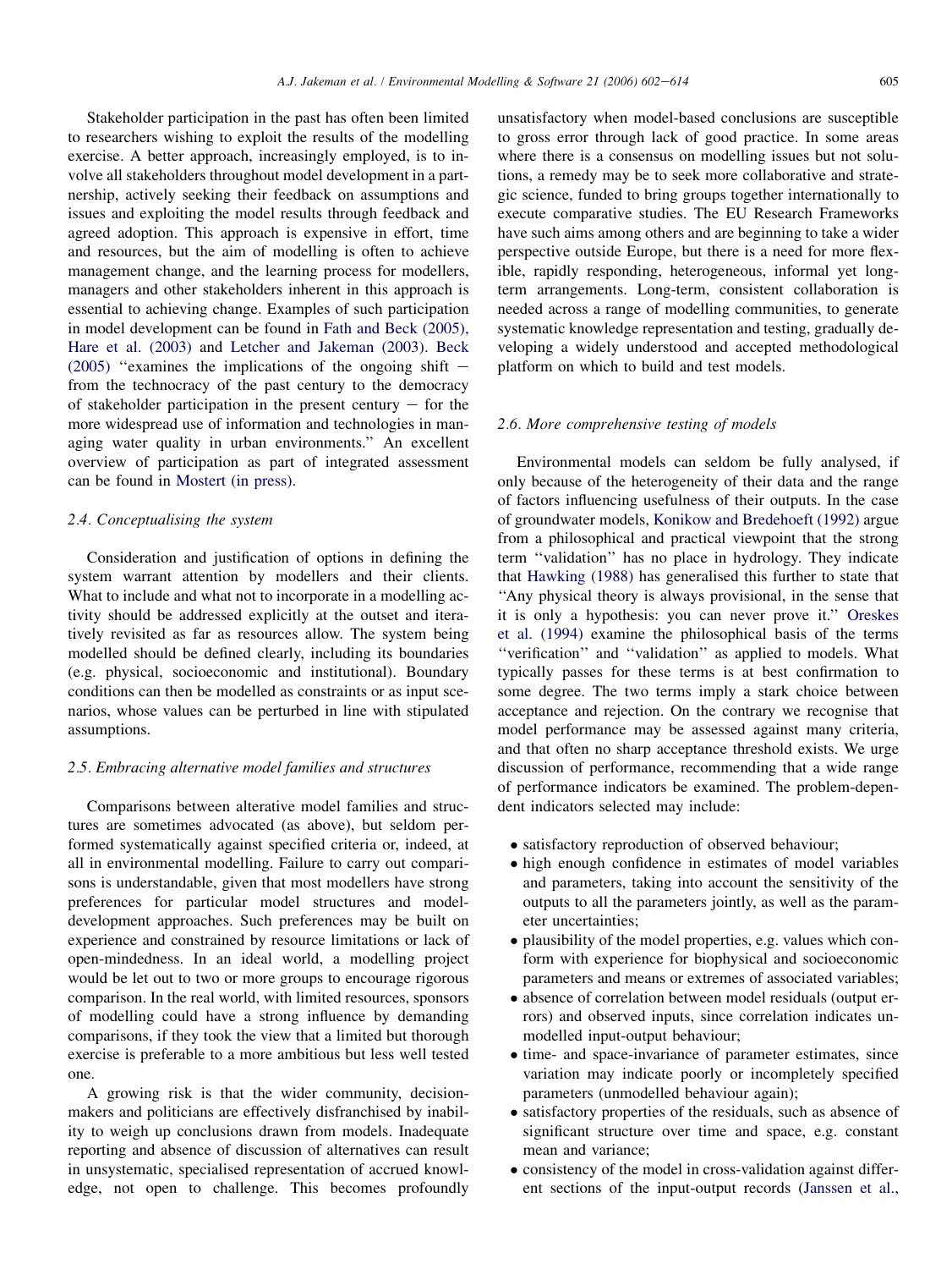Stakeholder participation in the past has often been limited to researchers wishing to exploit the results of the modelling exercise. A better approach, increasingly employed, is to involve all stakeholders throughout model development in a partnership, actively seeking their feedback on assumptions and issues and exploiting the model results through feedback and agreed adoption. This approach is expensive in effort, time and resources, but the aim of modelling is often to achieve management change, and the learning process for modellers, managers and other stakeholders inherent in this approach is essential to achieving change. Examples of such participation in model development can be found in Fath and Beck (2005), Hare et al. (2003) and Letcher and Jakeman (2003). Beck (2005) ''examines the implications of the ongoing shift − from the technocracy of the past century to the democracy of stakeholder participation in the present century − for the more widespread use of information and technologies in managing water quality in urban environments.'' An excellent overview of participation as part of integrated assessment can be found in Mostert (in press).

### 2.4. Conceptualising the system

Consideration and justification of options in defining the system warrant attention by modellers and their clients. What to include and what not to incorporate in a modelling activity should be addressed explicitly at the outset and iteratively revisited as far as resources allow. The system being modelled should be defined clearly, including its boundaries (e.g. physical, socioeconomic and institutional). Boundary conditions can then be modelled as constraints or as input scenarios, whose values can be perturbed in line with stipulated assumptions.

### 2.5. Embracing alternative model families and structures

Comparisons between alterative model families and structures are sometimes advocated (as above), but seldom performed systematically against specified criteria or, indeed, at all in environmental modelling. Failure to carry out comparisons is understandable, given that most modellers have strong preferences for particular model structures and model-development approaches. Such preferences may be built on experience and constrained by resource limitations or lack of open-mindedness. In an ideal world, a modelling project would be let out to two or more groups to encourage rigorous comparison. In the real world, with limited resources, sponsors of modelling could have a strong influence by demanding comparisons, if they took the view that a limited but thorough exercise is preferable to a more ambitious but less well tested one.

A growing risk is that the wider community, decision-makers and politicians are effectively disfranchised by inability to weigh up conclusions drawn from models. Inadequate reporting and absence of discussion of alternatives can result in unsystematic, specialised representation of accrued knowledge, not open to challenge. This becomes profoundly unsatisfactory when model-based conclusions are susceptible to gross error through lack of good practice. In some areas where there is a consensus on modelling issues but not solutions, a remedy may be to seek more collaborative and strategic science, funded to bring groups together internationally to execute comparative studies. The EU Research Frameworks have such aims among others and are beginning to take a wider perspective outside Europe, but there is a need for more flexible, rapidly responding, heterogeneous, informal yet long-term arrangements. Long-term, consistent collaboration is needed across a range of modelling communities, to generate systematic knowledge representation and testing, gradually developing a widely understood and accepted methodological platform on which to build and test models.

### 2.6. More comprehensive testing of models

Environmental models can seldom be fully analysed, if only because of the heterogeneity of their data and the range of factors influencing usefulness of their outputs. In the case of groundwater models, Konikow and Bredehoeft (1992) argue from a philosophical and practical viewpoint that the strong term ''validation'' has no place in hydrology. They indicate that Hawking (1988) has generalised this further to state that ''Any physical theory is always provisional, in the sense that it is only a hypothesis: you can never prove it.'' Oreskes et al. (1994) examine the philosophical basis of the terms ''verification'' and ''validation'' as applied to models. What typically passes for these terms is at best confirmation to some degree. The two terms imply a stark choice between acceptance and rejection. On the contrary we recognise that model performance may be assessed against many criteria, and that often no sharp acceptance threshold exists. We urge discussion of performance, recommending that a wide range of performance indicators be examined. The problem-dependent indicators selected may include:

- satisfactory reproduction of observed behaviour;
- high enough confidence in estimates of model variables and parameters, taking into account the sensitivity of the outputs to all the parameters jointly, as well as the parameter uncertainties;
- plausibility of the model properties, e.g. values which conform with experience for biophysical and socioeconomic parameters and means or extremes of associated variables;
- absence of correlation between model residuals (output errors) and observed inputs, since correlation indicates unmodelled input-output behaviour;
- time- and space-invariance of parameter estimates, since variation may indicate poorly or incompletely specified parameters (unmodelled behaviour again);
- satisfactory properties of the residuals, such as absence of significant structure over time and space, e.g. constant mean and variance;
- consistency of the model in cross-validation against different sections of the input-output records (Janssen et al.,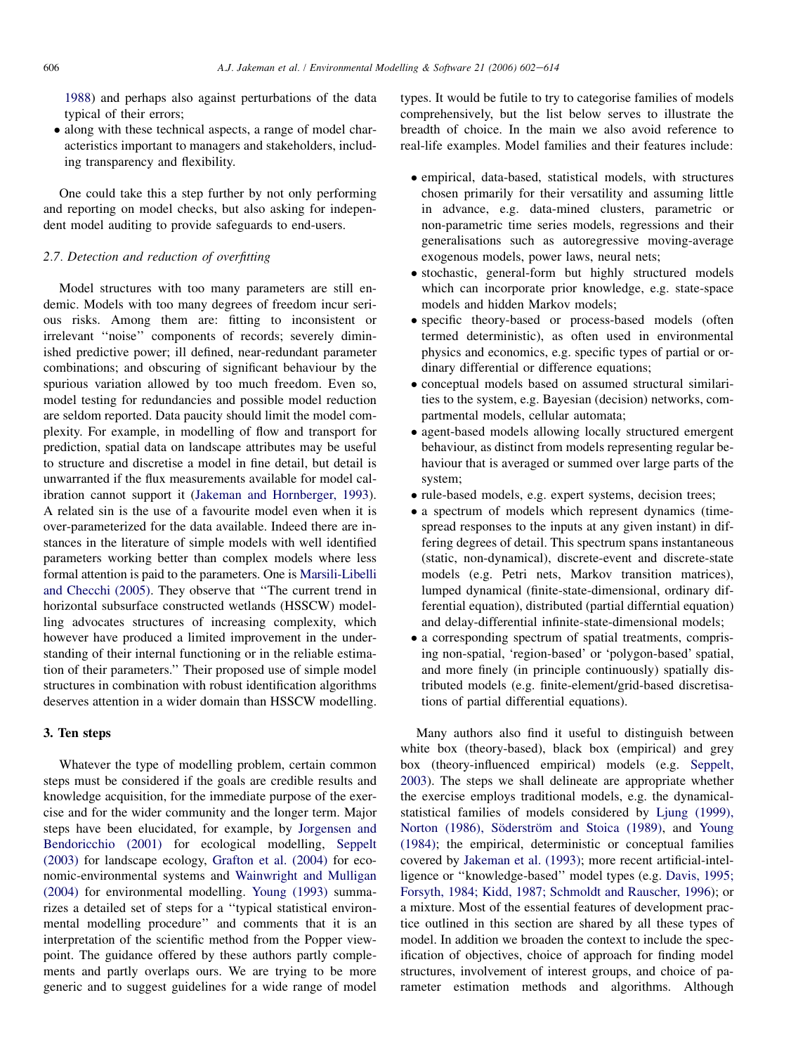1988) and perhaps also against perturbations of the data typical of their errors;

- along with these technical aspects, a range of model characteristics important to managers and stakeholders, including transparency and flexibility.

One could take this a step further by not only performing and reporting on model checks, but also asking for independent model auditing to provide safeguards to end-users.

### 2.7. Detection and reduction of overfitting

Model structures with too many parameters are still endemic. Models with too many degrees of freedom incur serious risks. Among them are: fitting to inconsistent or irrelevant ''noise'' components of records; severely diminished predictive power; ill defined, near-redundant parameter combinations; and obscuring of significant behaviour by the spurious variation allowed by too much freedom. Even so, model testing for redundancies and possible model reduction are seldom reported. Data paucity should limit the model complexity. For example, in modelling of flow and transport for prediction, spatial data on landscape attributes may be useful to structure and discretise a model in fine detail, but detail is unwarranted if the flux measurements available for model calibration cannot support it (Jakeman and Hornberger, 1993). A related sin is the use of a favourite model even when it is over-parameterized for the data available. Indeed there are instances in the literature of simple models with well identified parameters working better than complex models where less formal attention is paid to the parameters. One is Marsili-Libelli and Checchi (2005). They observe that ''The current trend in horizontal subsurface constructed wetlands (HSSCW) modelling advocates structures of increasing complexity, which however have produced a limited improvement in the understanding of their internal functioning or in the reliable estimation of their parameters.'' Their proposed use of simple model structures in combination with robust identification algorithms deserves attention in a wider domain than HSSCW modelling.

## 3. Ten steps

Whatever the type of modelling problem, certain common steps must be considered if the goals are credible results and knowledge acquisition, for the immediate purpose of the exercise and for the wider community and the longer term. Major steps have been elucidated, for example, by Jorgensen and Bendoricchio (2001) for ecological modelling, Seppelt (2003) for landscape ecology, Grafton et al. (2004) for economic-environmental systems and Wainwright and Mulligan (2004) for environmental modelling. Young (1993) summarizes a detailed set of steps for a ''typical statistical environmental modelling procedure'' and comments that it is an interpretation of the scientific method from the Popper viewpoint. The guidance offered by these authors partly complements and partly overlaps ours. We are trying to be more generic and to suggest guidelines for a wide range of model types. It would be futile to try to categorise families of models comprehensively, but the list below serves to illustrate the breadth of choice. In the main we also avoid reference to real-life examples. Model families and their features include:

- empirical, data-based, statistical models, with structures chosen primarily for their versatility and assuming little in advance, e.g. data-mined clusters, parametric or non-parametric time series models, regressions and their generalisations such as autoregressive moving-average exogenous models, power laws, neural nets;
- stochastic, general-form but highly structured models which can incorporate prior knowledge, e.g. state-space models and hidden Markov models;
- specific theory-based or process-based models (often termed deterministic), as often used in environmental physics and economics, e.g. specific types of partial or ordinary differential or difference equations;
- conceptual models based on assumed structural similarities to the system, e.g. Bayesian (decision) networks, compartmental models, cellular automata;
- agent-based models allowing locally structured emergent behaviour, as distinct from models representing regular behaviour that is averaged or summed over large parts of the system;
- rule-based models, e.g. expert systems, decision trees;
- a spectrum of models which represent dynamics (time-spread responses to the inputs at any given instant) in differing degrees of detail. This spectrum spans instantaneous (static, non-dynamical), discrete-event and discrete-state models (e.g. Petri nets, Markov transition matrices), lumped dynamical (finite-state-dimensional, ordinary differential equation), distributed (partial differntial equation) and delay-differential infinite-state-dimensional models;
- a corresponding spectrum of spatial treatments, comprising non-spatial, 'region-based' or 'polygon-based' spatial, and more finely (in principle continuously) spatially distributed models (e.g. finite-element/grid-based discretisations of partial differential equations).

Many authors also find it useful to distinguish between white box (theory-based), black box (empirical) and grey box (theory-influenced empirical) models (e.g. Seppelt, 2003). The steps we shall delineate are appropriate whether the exercise employs traditional models, e.g. the dynamical-statistical families of models considered by Ljung (1999), Norton (1986), Söderström and Stoica (1989), and Young (1984); the empirical, deterministic or conceptual families covered by Jakeman et al. (1993); more recent artificial-intelligence or ''knowledge-based'' model types (e.g. Davis, 1995; Forsyth, 1984; Kidd, 1987; Schmoldt and Rauscher, 1996); or a mixture. Most of the essential features of development practice outlined in this section are shared by all these types of model. In addition we broaden the context to include the specification of objectives, choice of approach for finding model structures, involvement of interest groups, and choice of parameter estimation methods and algorithms. Although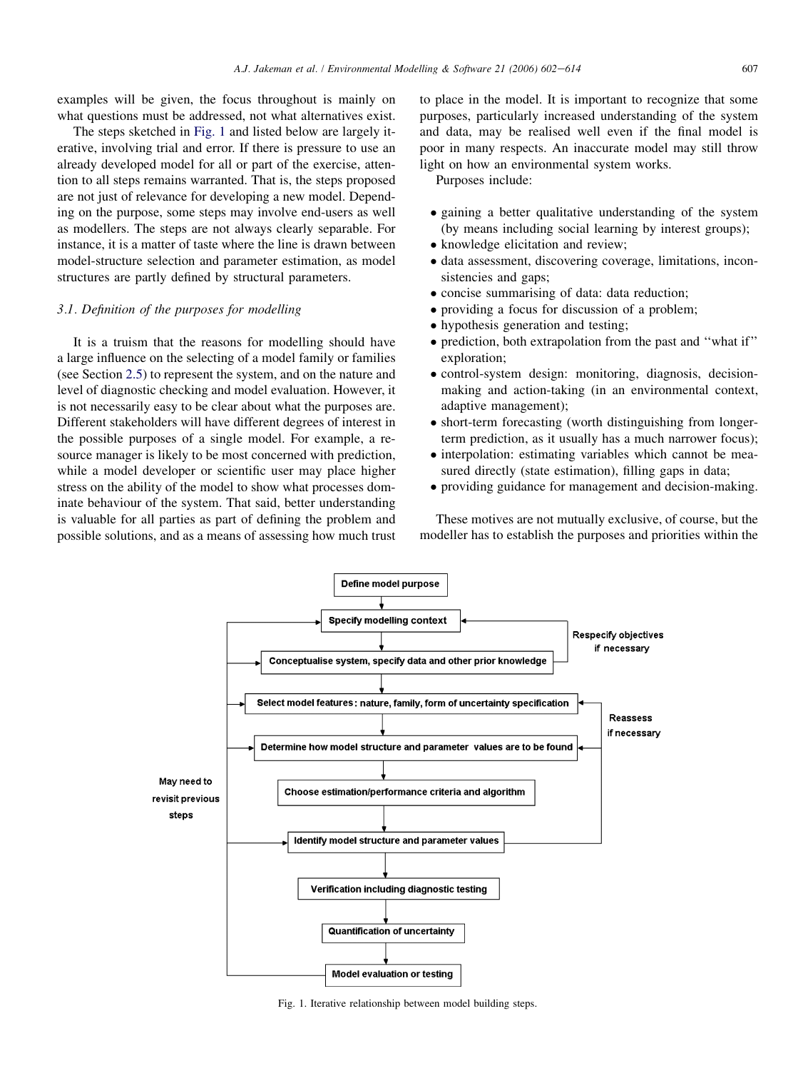examples will be given, the focus throughout is mainly on what questions must be addressed, not what alternatives exist.

The steps sketched in Fig. 1 and listed below are largely iterative, involving trial and error. If there is pressure to use an already developed model for all or part of the exercise, attention to all steps remains warranted. That is, the steps proposed are not just of relevance for developing a new model. Depending on the purpose, some steps may involve end-users as well as modellers. The steps are not always clearly separable. For instance, it is a matter of taste where the line is drawn between model-structure selection and parameter estimation, as model structures are partly defined by structural parameters.

### 3.1. Definition of the purposes for modelling

It is a truism that the reasons for modelling should have a large influence on the selecting of a model family or families (see Section 2.5) to represent the system, and on the nature and level of diagnostic checking and model evaluation. However, it is not necessarily easy to be clear about what the purposes are. Different stakeholders will have different degrees of interest in the possible purposes of a single model. For example, a resource manager is likely to be most concerned with prediction, while a model developer or scientific user may place higher stress on the ability of the model to show what processes dominate behaviour of the system. That said, better understanding is valuable for all parties as part of defining the problem and possible solutions, and as a means of assessing how much trust to place in the model. It is important to recognize that some purposes, particularly increased understanding of the system and data, may be realised well even if the final model is poor in many respects. An inaccurate model may still throw light on how an environmental system works.

Purposes include:

- gaining a better qualitative understanding of the system (by means including social learning by interest groups);
- knowledge elicitation and review;
- data assessment, discovering coverage, limitations, inconsistencies and gaps;
- concise summarising of data: data reduction;
- providing a focus for discussion of a problem;
- hypothesis generation and testing;
- prediction, both extrapolation from the past and "what if" exploration;
- control-system design: monitoring, diagnosis, decision-making and action-taking (in an environmental context, adaptive management);
- short-term forecasting (worth distinguishing from longer-term prediction, as it usually has a much narrower focus);
- interpolation: estimating variables which cannot be measured directly (state estimation), filling gaps in data;
- providing guidance for management and decision-making.

These motives are not mutually exclusive, of course, but the modeller has to establish the purposes and priorities within the

Define model purpose

Specify modelling context

Conceptualise system, specify data and other prior knowledge

Respecify objectives if necessary

Select model features: nature, family, form of uncertainty specification

Determine how model structure and parameter values are to be found

Reassess if necessary

Choose estimation/performance criteria and algorithm

May need to revisit previous steps

Identify model structure and parameter values

Verification including diagnostic testing

Quantification of uncertainty

Model evaluation or testing

Fig. 1. Iterative relationship between model building steps.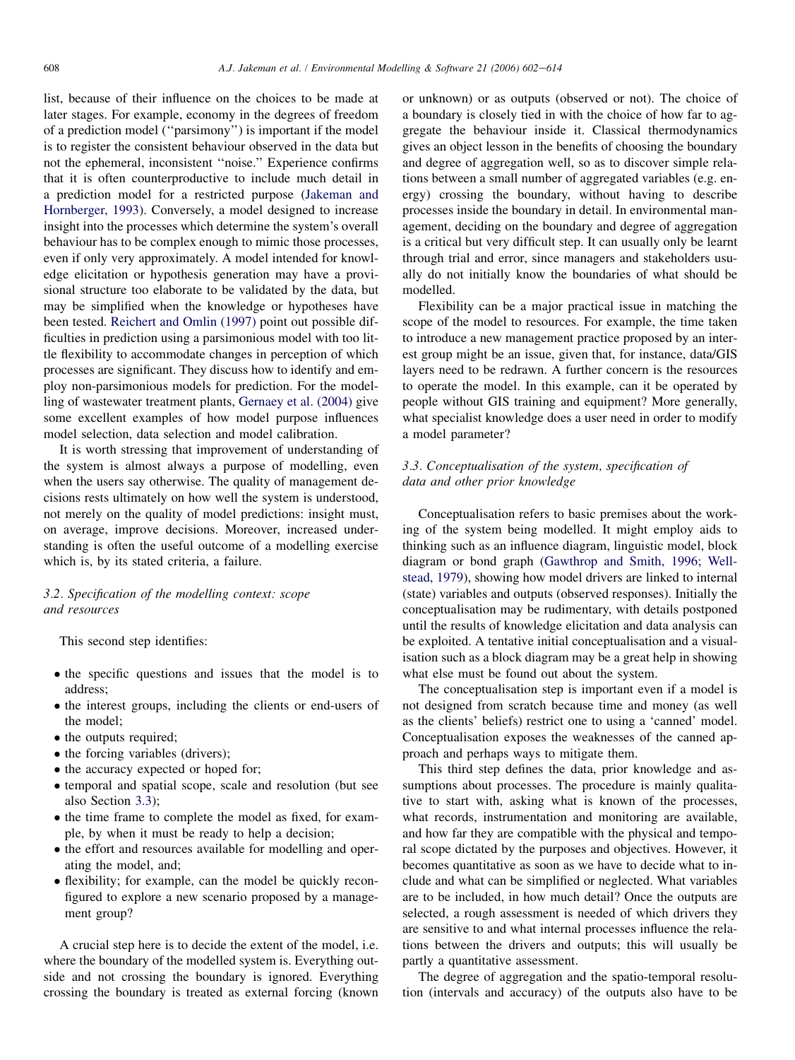list, because of their influence on the choices to be made at later stages. For example, economy in the degrees of freedom of a prediction model (''parsimony'') is important if the model is to register the consistent behaviour observed in the data but not the ephemeral, inconsistent ''noise.'' Experience confirms that it is often counterproductive to include much detail in a prediction model for a restricted purpose (Jakeman and Hornberger, 1993). Conversely, a model designed to increase insight into the processes which determine the system's overall behaviour has to be complex enough to mimic those processes, even if only very approximately. A model intended for knowledge elicitation or hypothesis generation may have a provisional structure too elaborate to be validated by the data, but may be simplified when the knowledge or hypotheses have been tested. Reichert and Omlin (1997) point out possible difficulties in prediction using a parsimonious model with too little flexibility to accommodate changes in perception of which processes are significant. They discuss how to identify and employ non-parsimonious models for prediction. For the modelling of wastewater treatment plants, Gernaey et al. (2004) give some excellent examples of how model purpose influences model selection, data selection and model calibration.

It is worth stressing that improvement of understanding of the system is almost always a purpose of modelling, even when the users say otherwise. The quality of management decisions rests ultimately on how well the system is understood, not merely on the quality of model predictions: insight must, on average, improve decisions. Moreover, increased understanding is often the useful outcome of a modelling exercise which is, by its stated criteria, a failure.

### 3.2. Specification of the modelling context: scope and resources

This second step identifies:

- the specific questions and issues that the model is to address;
- the interest groups, including the clients or end-users of the model;
- the outputs required;
- the forcing variables (drivers);
- the accuracy expected or hoped for;
- temporal and spatial scope, scale and resolution (but see also Section 3.3);
- the time frame to complete the model as fixed, for example, by when it must be ready to help a decision;
- the effort and resources available for modelling and operating the model, and;
- flexibility; for example, can the model be quickly reconfigured to explore a new scenario proposed by a management group?

A crucial step here is to decide the extent of the model, i.e. where the boundary of the modelled system is. Everything outside and not crossing the boundary is ignored. Everything crossing the boundary is treated as external forcing (known or unknown) or as outputs (observed or not). The choice of a boundary is closely tied in with the choice of how far to aggregate the behaviour inside it. Classical thermodynamics gives an object lesson in the benefits of choosing the boundary and degree of aggregation well, so as to discover simple relations between a small number of aggregated variables (e.g. energy) crossing the boundary, without having to describe processes inside the boundary in detail. In environmental management, deciding on the boundary and degree of aggregation is a critical but very difficult step. It can usually only be learnt through trial and error, since managers and stakeholders usually do not initially know the boundaries of what should be modelled.

Flexibility can be a major practical issue in matching the scope of the model to resources. For example, the time taken to introduce a new management practice proposed by an interest group might be an issue, given that, for instance, data/GIS layers need to be redrawn. A further concern is the resources to operate the model. In this example, can it be operated by people without GIS training and equipment? More generally, what specialist knowledge does a user need in order to modify a model parameter?

### 3.3. Conceptualisation of the system, specification of data and other prior knowledge

Conceptualisation refers to basic premises about the working of the system being modelled. It might employ aids to thinking such as an influence diagram, linguistic model, block diagram or bond graph (Gawthrop and Smith, 1996; Wellstead, 1979), showing how model drivers are linked to internal (state) variables and outputs (observed responses). Initially the conceptualisation may be rudimentary, with details postponed until the results of knowledge elicitation and data analysis can be exploited. A tentative initial conceptualisation and a visualisation such as a block diagram may be a great help in showing what else must be found out about the system.

The conceptualisation step is important even if a model is not designed from scratch because time and money (as well as the clients' beliefs) restrict one to using a 'canned' model. Conceptualisation exposes the weaknesses of the canned approach and perhaps ways to mitigate them.

This third step defines the data, prior knowledge and assumptions about processes. The procedure is mainly qualitative to start with, asking what is known of the processes, what records, instrumentation and monitoring are available, and how far they are compatible with the physical and temporal scope dictated by the purposes and objectives. However, it becomes quantitative as soon as we have to decide what to include and what can be simplified or neglected. What variables are to be included, in how much detail? Once the outputs are selected, a rough assessment is needed of which drivers they are sensitive to and what internal processes influence the relations between the drivers and outputs; this will usually be partly a quantitative assessment.

The degree of aggregation and the spatio-temporal resolution (intervals and accuracy) of the outputs also have to be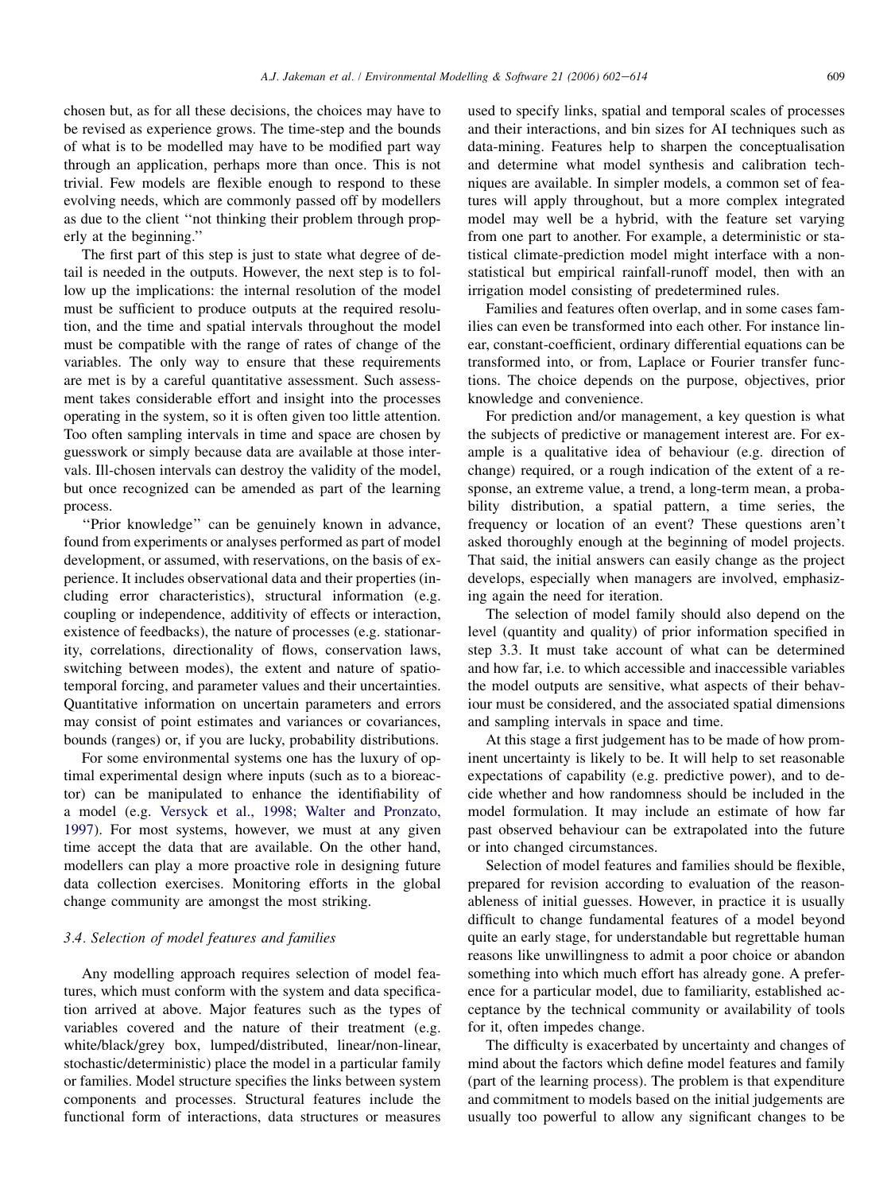chosen but, as for all these decisions, the choices may have to be revised as experience grows. The time-step and the bounds of what is to be modelled may have to be modified part way through an application, perhaps more than once. This is not trivial. Few models are flexible enough to respond to these evolving needs, which are commonly passed off by modellers as due to the client "not thinking their problem through properly at the beginning."

The first part of this step is just to state what degree of detail is needed in the outputs. However, the next step is to follow up the implications: the internal resolution of the model must be sufficient to produce outputs at the required resolution, and the time and spatial intervals throughout the model must be compatible with the range of rates of change of the variables. The only way to ensure that these requirements are met is by a careful quantitative assessment. Such assessment takes considerable effort and insight into the processes operating in the system, so it is often given too little attention. Too often sampling intervals in time and space are chosen by guesswork or simply because data are available at those intervals. Ill-chosen intervals can destroy the validity of the model, but once recognized can be amended as part of the learning process.

"Prior knowledge" can be genuinely known in advance, found from experiments or analyses performed as part of model development, or assumed, with reservations, on the basis of experience. It includes observational data and their properties (including error characteristics), structural information (e.g. coupling or independence, additivity of effects or interaction, existence of feedbacks), the nature of processes (e.g. stationarity, correlations, directionality of flows, conservation laws, switching between modes), the extent and nature of spatio-temporal forcing, and parameter values and their uncertainties. Quantitative information on uncertain parameters and errors may consist of point estimates and variances or covariances, bounds (ranges) or, if you are lucky, probability distributions.

For some environmental systems one has the luxury of optimal experimental design where inputs (such as to a bioreactor) can be manipulated to enhance the identifiability of a model (e.g. Versyck et al., 1998; Walter and Pronzato, 1997). For most systems, however, we must at any given time accept the data that are available. On the other hand, modellers can play a more proactive role in designing future data collection exercises. Monitoring efforts in the global change community are amongst the most striking.

### 3.4. Selection of model features and families

Any modelling approach requires selection of model features, which must conform with the system and data specification arrived at above. Major features such as the types of variables covered and the nature of their treatment (e.g. white/black/grey box, lumped/distributed, linear/non-linear, stochastic/deterministic) place the model in a particular family or families. Model structure specifies the links between system components and processes. Structural features include the functional form of interactions, data structures or measures used to specify links, spatial and temporal scales of processes and their interactions, and bin sizes for AI techniques such as data-mining. Features help to sharpen the conceptualisation and determine what model synthesis and calibration techniques are available. In simpler models, a common set of features will apply throughout, but a more complex integrated model may well be a hybrid, with the feature set varying from one part to another. For example, a deterministic or statistical climate-prediction model might interface with a non-statistical but empirical rainfall-runoff model, then with an irrigation model consisting of predetermined rules.

Families and features often overlap, and in some cases families can even be transformed into each other. For instance linear, constant-coefficient, ordinary differential equations can be transformed into, or from, Laplace or Fourier transfer functions. The choice depends on the purpose, objectives, prior knowledge and convenience.

For prediction and/or management, a key question is what the subjects of predictive or management interest are. For example is a qualitative idea of behaviour (e.g. direction of change) required, or a rough indication of the extent of a response, an extreme value, a trend, a long-term mean, a probability distribution, a spatial pattern, a time series, the frequency or location of an event? These questions aren't asked thoroughly enough at the beginning of model projects. That said, the initial answers can easily change as the project develops, especially when managers are involved, emphasizing again the need for iteration.

The selection of model family should also depend on the level (quantity and quality) of prior information specified in step 3.3. It must take account of what can be determined and how far, i.e. to which accessible and inaccessible variables the model outputs are sensitive, what aspects of their behaviour must be considered, and the associated spatial dimensions and sampling intervals in space and time.

At this stage a first judgement has to be made of how prominent uncertainty is likely to be. It will help to set reasonable expectations of capability (e.g. predictive power), and to decide whether and how randomness should be included in the model formulation. It may include an estimate of how far past observed behaviour can be extrapolated into the future or into changed circumstances.

Selection of model features and families should be flexible, prepared for revision according to evaluation of the reasonableness of initial guesses. However, in practice it is usually difficult to change fundamental features of a model beyond quite an early stage, for understandable but regrettable human reasons like unwillingness to admit a poor choice or abandon something into which much effort has already gone. A preference for a particular model, due to familiarity, established acceptance by the technical community or availability of tools for it, often impedes change.

The difficulty is exacerbated by uncertainty and changes of mind about the factors which define model features and family (part of the learning process). The problem is that expenditure and commitment to models based on the initial judgements are usually too powerful to allow any significant changes to be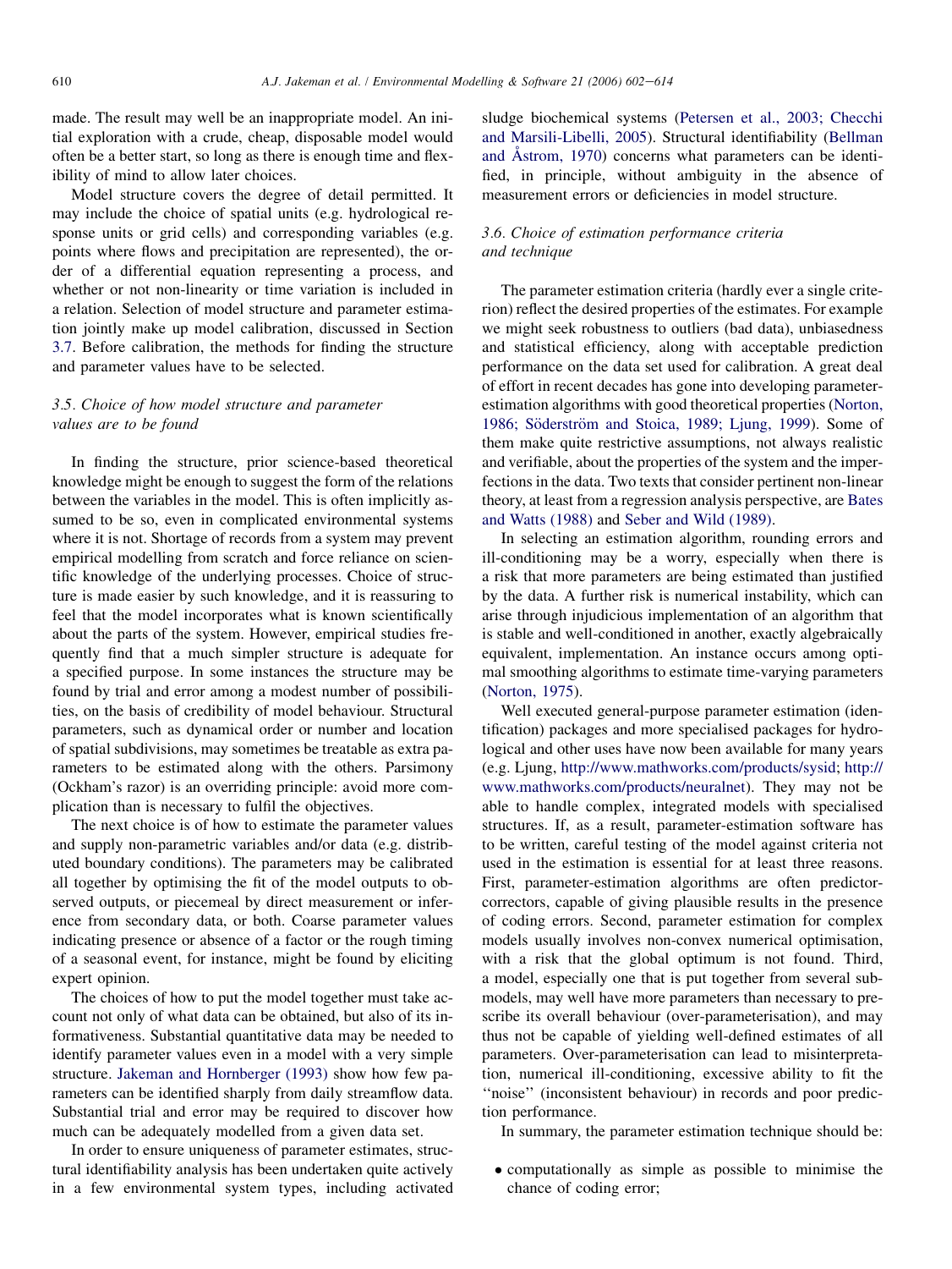made. The result may well be an inappropriate model. An initial exploration with a crude, cheap, disposable model would often be a better start, so long as there is enough time and flexibility of mind to allow later choices.

Model structure covers the degree of detail permitted. It may include the choice of spatial units (e.g. hydrological response units or grid cells) and corresponding variables (e.g. points where flows and precipitation are represented), the order of a differential equation representing a process, and whether or not non-linearity or time variation is included in a relation. Selection of model structure and parameter estimation jointly make up model calibration, discussed in Section 3.7. Before calibration, the methods for finding the structure and parameter values have to be selected.

### 3.5. Choice of how model structure and parameter values are to be found

In finding the structure, prior science-based theoretical knowledge might be enough to suggest the form of the relations between the variables in the model. This is often implicitly assumed to be so, even in complicated environmental systems where it is not. Shortage of records from a system may prevent empirical modelling from scratch and force reliance on scientific knowledge of the underlying processes. Choice of structure is made easier by such knowledge, and it is reassuring to feel that the model incorporates what is known scientifically about the parts of the system. However, empirical studies frequently find that a much simpler structure is adequate for a specified purpose. In some instances the structure may be found by trial and error among a modest number of possibilities, on the basis of credibility of model behaviour. Structural parameters, such as dynamical order or number and location of spatial subdivisions, may sometimes be treatable as extra parameters to be estimated along with the others. Parsimony (Ockham's razor) is an overriding principle: avoid more complication than is necessary to fulfil the objectives.

The next choice is of how to estimate the parameter values and supply non-parametric variables and/or data (e.g. distributed boundary conditions). The parameters may be calibrated all together by optimising the fit of the model outputs to observed outputs, or piecemeal by direct measurement or inference from secondary data, or both. Coarse parameter values indicating presence or absence of a factor or the rough timing of a seasonal event, for instance, might be found by eliciting expert opinion.

The choices of how to put the model together must take account not only of what data can be obtained, but also of its informativeness. Substantial quantitative data may be needed to identify parameter values even in a model with a very simple structure. Jakeman and Hornberger (1993) show how few parameters can be identified sharply from daily streamflow data. Substantial trial and error may be required to discover how much can be adequately modelled from a given data set.

In order to ensure uniqueness of parameter estimates, structural identifiability analysis has been undertaken quite actively in a few environmental system types, including activated sludge biochemical systems (Petersen et al., 2003; Checchi and Marsili-Libelli, 2005). Structural identifiability (Bellman and Åström, 1970) concerns what parameters can be identified, in principle, without ambiguity in the absence of measurement errors or deficiencies in model structure.

### 3.6. Choice of estimation performance criteria and technique

The parameter estimation criteria (hardly ever a single criterion) reflect the desired properties of the estimates. For example we might seek robustness to outliers (bad data), unbiasedness and statistical efficiency, along with acceptable prediction performance on the data set used for calibration. A great deal of effort in recent decades has gone into developing parameter-estimation algorithms with good theoretical properties (Norton, 1986; Söderström and Stoica, 1989; Ljung, 1999). Some of them make quite restrictive assumptions, not always realistic and verifiable, about the properties of the system and the imperfections in the data. Two texts that consider pertinent non-linear theory, at least from a regression analysis perspective, are Bates and Watts (1988) and Seber and Wild (1989).

In selecting an estimation algorithm, rounding errors and ill-conditioning may be a worry, especially when there is a risk that more parameters are being estimated than justified by the data. A further risk is numerical instability, which can arise through injudicious implementation of an algorithm that is stable and well-conditioned in another, exactly algebraically equivalent, implementation. An instance occurs among optimal smoothing algorithms to estimate time-varying parameters (Norton, 1975).

Well executed general-purpose parameter estimation (identification) packages and more specialised packages for hydrological and other uses have now been available for many years (e.g. Ljung, http://www.mathworks.com/products/sysid; http://www.mathworks.com/products/neuralnet). They may not be able to handle complex, integrated models with specialised structures. If, as a result, parameter-estimation software has to be written, careful testing of the model against criteria not used in the estimation is essential for at least three reasons. First, parameter-estimation algorithms are often predictor-correctors, capable of giving plausible results in the presence of coding errors. Second, parameter estimation for complex models usually involves non-convex numerical optimisation, with a risk that the global optimum is not found. Third, a model, especially one that is put together from several sub-models, may well have more parameters than necessary to prescribe its overall behaviour (over-parameterisation), and may thus not be capable of yielding well-defined estimates of all parameters. Over-parameterisation can lead to misinterpretation, numerical ill-conditioning, excessive ability to fit the "noise" (inconsistent behaviour) in records and poor prediction performance.

In summary, the parameter estimation technique should be:

- computationally as simple as possible to minimise the chance of coding error;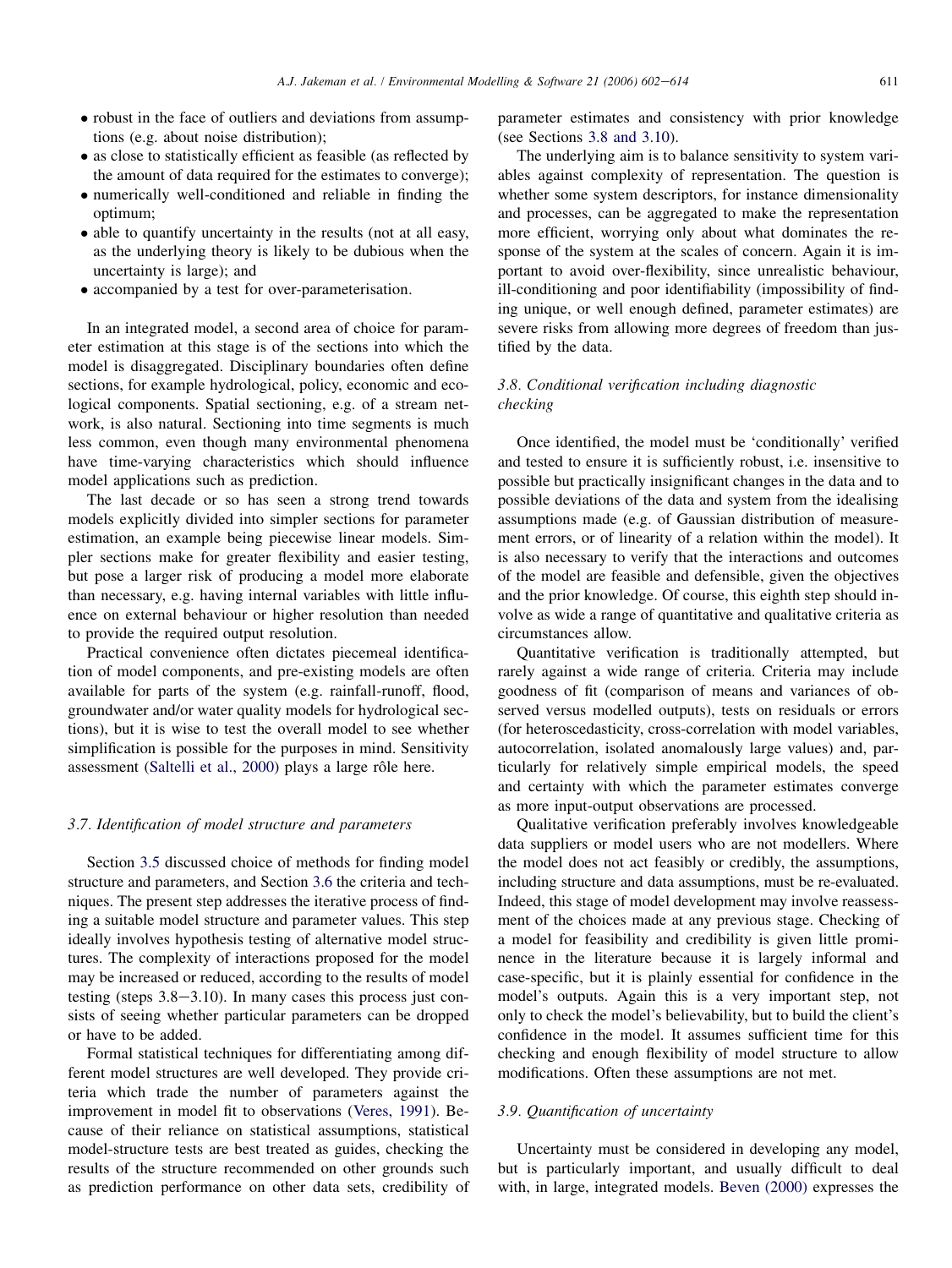- robust in the face of outliers and deviations from assumptions (e.g. about noise distribution);
- as close to statistically efficient as feasible (as reflected by the amount of data required for the estimates to converge);
- numerically well-conditioned and reliable in finding the optimum;
- able to quantify uncertainty in the results (not at all easy, as the underlying theory is likely to be dubious when the uncertainty is large); and
- accompanied by a test for over-parameterisation.

In an integrated model, a second area of choice for parameter estimation at this stage is of the sections into which the model is disaggregated. Disciplinary boundaries often define sections, for example hydrological, policy, economic and ecological components. Spatial sectioning, e.g. of a stream network, is also natural. Sectioning into time segments is much less common, even though many environmental phenomena have time-varying characteristics which should influence model applications such as prediction.

The last decade or so has seen a strong trend towards models explicitly divided into simpler sections for parameter estimation, an example being piecewise linear models. Simpler sections make for greater flexibility and easier testing, but pose a larger risk of producing a model more elaborate than necessary, e.g. having internal variables with little influence on external behaviour or higher resolution than needed to provide the required output resolution.

Practical convenience often dictates piecemeal identification of model components, and pre-existing models are often available for parts of the system (e.g. rainfall-runoff, flood, groundwater and/or water quality models for hydrological sections), but it is wise to test the overall model to see whether simplification is possible for the purposes in mind. Sensitivity assessment (Saltelli et al., 2000) plays a large rôle here.

### 3.7. Identification of model structure and parameters

Section 3.5 discussed choice of methods for finding model structure and parameters, and Section 3.6 the criteria and techniques. The present step addresses the iterative process of finding a suitable model structure and parameter values. This step ideally involves hypothesis testing of alternative model structures. The complexity of interactions proposed for the model may be increased or reduced, according to the results of model testing (steps 3.8–3.10). In many cases this process just consists of seeing whether particular parameters can be dropped or have to be added.

Formal statistical techniques for differentiating among different model structures are well developed. They provide criteria which trade the number of parameters against the improvement in model fit to observations (Veres, 1991). Because of their reliance on statistical assumptions, statistical model-structure tests are best treated as guides, checking the results of the structure recommended on other grounds such as prediction performance on other data sets, credibility of parameter estimates and consistency with prior knowledge (see Sections 3.8 and 3.10).

The underlying aim is to balance sensitivity to system variables against complexity of representation. The question is whether some system descriptors, for instance dimensionality and processes, can be aggregated to make the representation more efficient, worrying only about what dominates the response of the system at the scales of concern. Again it is important to avoid over-flexibility, since unrealistic behaviour, ill-conditioning and poor identifiability (impossibility of finding unique, or well enough defined, parameter estimates) are severe risks from allowing more degrees of freedom than justified by the data.

### 3.8. Conditional verification including diagnostic checking

Once identified, the model must be 'conditionally' verified and tested to ensure it is sufficiently robust, i.e. insensitive to possible but practically insignificant changes in the data and to possible deviations of the data and system from the idealising assumptions made (e.g. of Gaussian distribution of measurement errors, or of linearity of a relation within the model). It is also necessary to verify that the interactions and outcomes of the model are feasible and defensible, given the objectives and the prior knowledge. Of course, this eighth step should involve as wide a range of quantitative and qualitative criteria as circumstances allow.

Quantitative verification is traditionally attempted, but rarely against a wide range of criteria. Criteria may include goodness of fit (comparison of means and variances of observed versus modelled outputs), tests on residuals or errors (for heteroscedasticity, cross-correlation with model variables, autocorrelation, isolated anomalously large values) and, particularly for relatively simple empirical models, the speed and certainty with which the parameter estimates converge as more input-output observations are processed.

Qualitative verification preferably involves knowledgeable data suppliers or model users who are not modellers. Where the model does not act feasibly or credibly, the assumptions, including structure and data assumptions, must be re-evaluated. Indeed, this stage of model development may involve reassessment of the choices made at any previous stage. Checking of a model for feasibility and credibility is given little prominence in the literature because it is largely informal and case-specific, but it is plainly essential for confidence in the model's outputs. Again this is a very important step, not only to check the model's believability, but to build the client's confidence in the model. It assumes sufficient time for this checking and enough flexibility of model structure to allow modifications. Often these assumptions are not met.

### 3.9. Quantification of uncertainty

Uncertainty must be considered in developing any model, but is particularly important, and usually difficult to deal with, in large, integrated models. Beven (2000) expresses the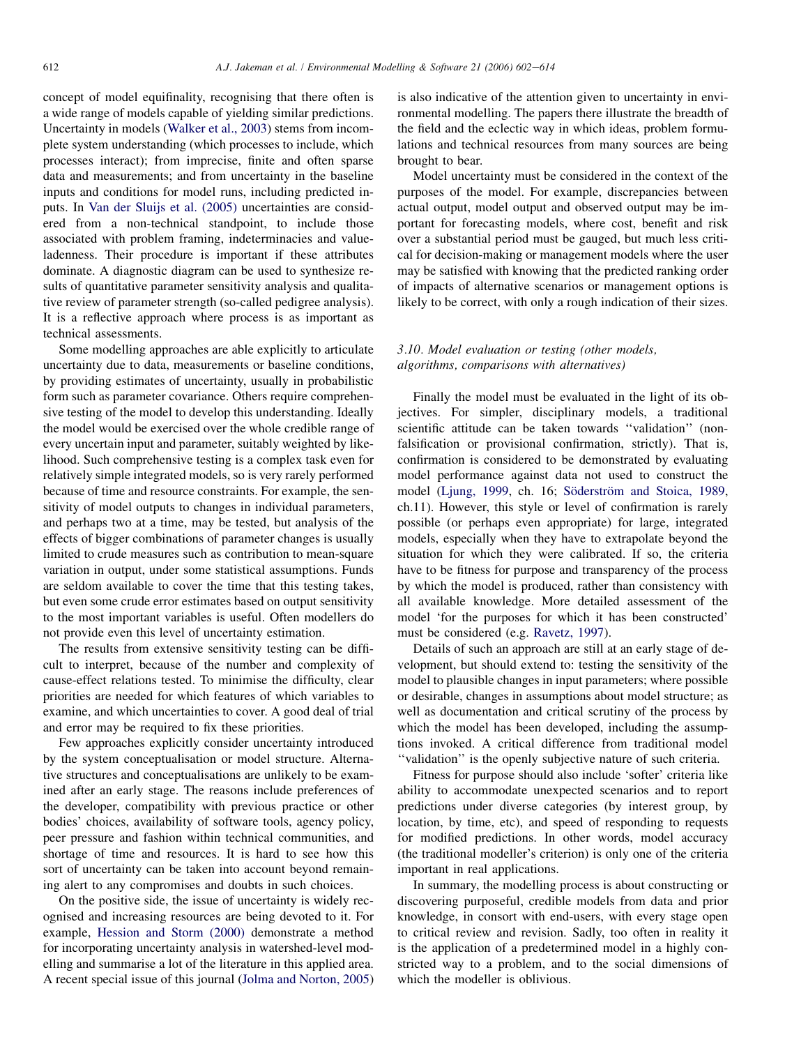concept of model equifinality, recognising that there often is a wide range of models capable of yielding similar predictions. Uncertainty in models (Walker et al., 2003) stems from incomplete system understanding (which processes to include, which processes interact); from imprecise, finite and often sparse data and measurements; and from uncertainty in the baseline inputs and conditions for model runs, including predicted inputs. In Van der Sluijs et al. (2005) uncertainties are considered from a non-technical standpoint, to include those associated with problem framing, indeterminacies and value-ladenness. Their procedure is important if these attributes dominate. A diagnostic diagram can be used to synthesize results of quantitative parameter sensitivity analysis and qualitative review of parameter strength (so-called pedigree analysis). It is a reflective approach where process is as important as technical assessments.

Some modelling approaches are able explicitly to articulate uncertainty due to data, measurements or baseline conditions, by providing estimates of uncertainty, usually in probabilistic form such as parameter covariance. Others require comprehensive testing of the model to develop this understanding. Ideally the model would be exercised over the whole credible range of every uncertain input and parameter, suitably weighted by likelihood. Such comprehensive testing is a complex task even for relatively simple integrated models, so is very rarely performed because of time and resource constraints. For example, the sensitivity of model outputs to changes in individual parameters, and perhaps two at a time, may be tested, but analysis of the effects of bigger combinations of parameter changes is usually limited to crude measures such as contribution to mean-square variation in output, under some statistical assumptions. Funds are seldom available to cover the time that this testing takes, but even some crude error estimates based on output sensitivity to the most important variables is useful. Often modellers do not provide even this level of uncertainty estimation.

The results from extensive sensitivity testing can be difficult to interpret, because of the number and complexity of cause-effect relations tested. To minimise the difficulty, clear priorities are needed for which features of which variables to examine, and which uncertainties to cover. A good deal of trial and error may be required to fix these priorities.

Few approaches explicitly consider uncertainty introduced by the system conceptualisation or model structure. Alternative structures and conceptualisations are unlikely to be examined after an early stage. The reasons include preferences of the developer, compatibility with previous practice or other bodies' choices, availability of software tools, agency policy, peer pressure and fashion within technical communities, and shortage of time and resources. It is hard to see how this sort of uncertainty can be taken into account beyond remaining alert to any compromises and doubts in such choices.

On the positive side, the issue of uncertainty is widely recognised and increasing resources are being devoted to it. For example, Hession and Storm (2000) demonstrate a method for incorporating uncertainty analysis in watershed-level modelling and summarise a lot of the literature in this applied area. A recent special issue of this journal (Jolma and Norton, 2005) is also indicative of the attention given to uncertainty in environmental modelling. The papers there illustrate the breadth of the field and the eclectic way in which ideas, problem formulations and technical resources from many sources are being brought to bear.

Model uncertainty must be considered in the context of the purposes of the model. For example, discrepancies between actual output, model output and observed output may be important for forecasting models, where cost, benefit and risk over a substantial period must be gauged, but much less critical for decision-making or management models where the user may be satisfied with knowing that the predicted ranking order of impacts of alternative scenarios or management options is likely to be correct, with only a rough indication of their sizes.

### 3.10. Model evaluation or testing (other models, algorithms, comparisons with alternatives)

Finally the model must be evaluated in the light of its objectives. For simpler, disciplinary models, a traditional scientific attitude can be taken towards ''validation'' (non-falsification or provisional confirmation, strictly). That is, confirmation is considered to be demonstrated by evaluating model performance against data not used to construct the model (Ljung, 1999, ch. 16; Söderström and Stoica, 1989, ch.11). However, this style or level of confirmation is rarely possible (or perhaps even appropriate) for large, integrated models, especially when they have to extrapolate beyond the situation for which they were calibrated. If so, the criteria have to be fitness for purpose and transparency of the process by which the model is produced, rather than consistency with all available knowledge. More detailed assessment of the model 'for the purposes for which it has been constructed' must be considered (e.g. Ravetz, 1997).

Details of such an approach are still at an early stage of development, but should extend to: testing the sensitivity of the model to plausible changes in input parameters; where possible or desirable, changes in assumptions about model structure; as well as documentation and critical scrutiny of the process by which the model has been developed, including the assumptions invoked. A critical difference from traditional model ''validation'' is the openly subjective nature of such criteria.

Fitness for purpose should also include 'softer' criteria like ability to accommodate unexpected scenarios and to report predictions under diverse categories (by interest group, by location, by time, etc), and speed of responding to requests for modified predictions. In other words, model accuracy (the traditional modeller's criterion) is only one of the criteria important in real applications.

In summary, the modelling process is about constructing or discovering purposeful, credible models from data and prior knowledge, in consort with end-users, with every stage open to critical review and revision. Sadly, too often in reality it is the application of a predetermined model in a highly constricted way to a problem, and to the social dimensions of which the modeller is oblivious.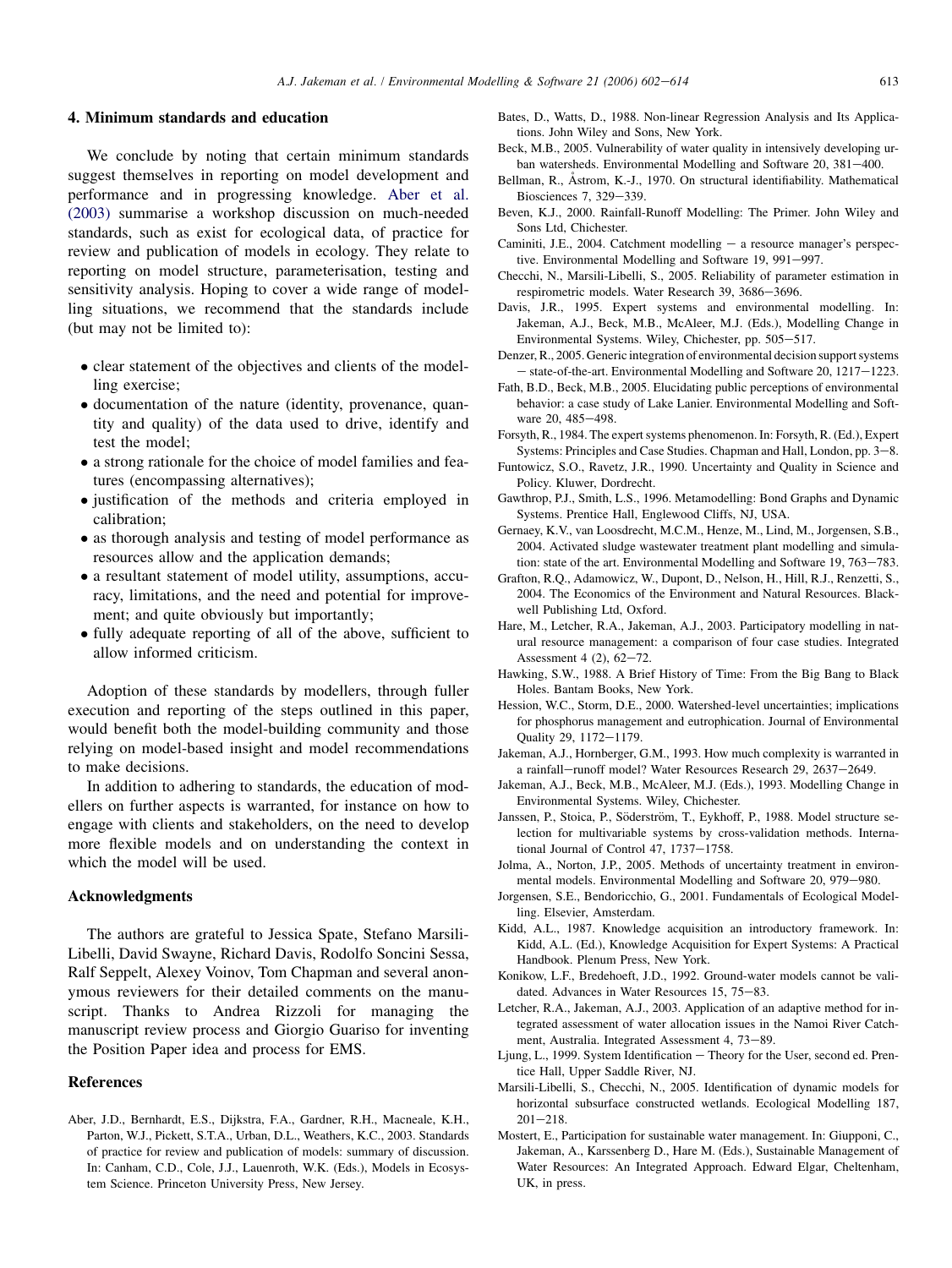## 4. Minimum standards and education

We conclude by noting that certain minimum standards suggest themselves in reporting on model development and performance and in progressing knowledge. Aber et al. (2003) summarise a workshop discussion on much-needed standards, such as exist for ecological data, of practice for review and publication of models in ecology. They relate to reporting on model structure, parameterisation, testing and sensitivity analysis. Hoping to cover a wide range of modelling situations, we recommend that the standards include (but may not be limited to):

- clear statement of the objectives and clients of the modelling exercise;
- documentation of the nature (identity, provenance, quantity and quality) of the data used to drive, identify and test the model;
- a strong rationale for the choice of model families and features (encompassing alternatives);
- justification of the methods and criteria employed in calibration;
- as thorough analysis and testing of model performance as resources allow and the application demands;
- a resultant statement of model utility, assumptions, accuracy, limitations, and the need and potential for improvement; and quite obviously but importantly;
- fully adequate reporting of all of the above, sufficient to allow informed criticism.

Adoption of these standards by modellers, through fuller execution and reporting of the steps outlined in this paper, would benefit both the model-building community and those relying on model-based insight and model recommendations to make decisions.

In addition to adhering to standards, the education of modellers on further aspects is warranted, for instance on how to engage with clients and stakeholders, on the need to develop more flexible models and on understanding the context in which the model will be used.

## Acknowledgments

The authors are grateful to Jessica Spate, Stefano Marsili-Libelli, David Swayne, Richard Davis, Rodolfo Soncini Sessa, Ralf Seppelt, Alexey Voinov, Tom Chapman and several anonymous reviewers for their detailed comments on the manuscript. Thanks to Andrea Rizzoli for managing the manuscript review process and Giorgio Guariso for inventing the Position Paper idea and process for EMS.

## References

Aber, J.D., Bernhardt, E.S., Dijkstra, F.A., Gardner, R.H., Macneale, K.H., Parton, W.J., Pickett, S.T.A., Urban, D.L., Weathers, K.C., 2003. Standards of practice for review and publication of models: summary of discussion. In: Canham, C.D., Cole, J.J., Lauenroth, W.K. (Eds.), Models in Ecosystem Science. Princeton University Press, New Jersey.

Bates, D., Watts, D., 1988. Non-linear Regression Analysis and Its Applications. John Wiley and Sons, New York.

Beck, M.B., 2005. Vulnerability of water quality in intensively developing urban watersheds. Environmental Modelling and Software 20, 381–400.

Bellman, R., Åstrom, K.-J., 1970. On structural identifiability. Mathematical Biosciences 7, 329–339.

Beven, K.J., 2000. Rainfall-Runoff Modelling: The Primer. John Wiley and Sons Ltd, Chichester.

Caminiti, J.E., 2004. Catchment modelling – a resource manager's perspective. Environmental Modelling and Software 19, 991–997.

Checchi, N., Marsili-Libelli, S., 2005. Reliability of parameter estimation in respirometric models. Water Research 39, 3686–3696.

Davis, J.R., 1995. Expert systems and environmental modelling. In: Jakeman, A.J., Beck, M.B., McAleer, M.J. (Eds.), Modelling Change in Environmental Systems. Wiley, Chichester, pp. 505–517.

Denzer, R., 2005. Generic integration of environmental decision support systems – state-of-the-art. Environmental Modelling and Software 20, 1217–1223.

Fath, B.D., Beck, M.B., 2005. Elucidating public perceptions of environmental behavior: a case study of Lake Lanier. Environmental Modelling and Software 20, 485–498.

Forsyth, R., 1984. The expert systems phenomenon. In: Forsyth, R. (Ed.), Expert Systems: Principles and Case Studies. Chapman and Hall, London, pp. 3–8.

Funtowicz, S.O., Ravetz, J.R., 1990. Uncertainty and Quality in Science and Policy. Kluwer, Dordrecht.

Gawthrop, P.J., Smith, L.S., 1996. Metamodelling: Bond Graphs and Dynamic Systems. Prentice Hall, Englewood Cliffs, NJ, USA.

Gernaey, K.V., van Loosdrecht, M.C.M., Henze, M., Lind, M., Jorgensen, S.B., 2004. Activated sludge wastewater treatment plant modelling and simulation: state of the art. Environmental Modelling and Software 19, 763–783.

Grafton, R.Q., Adamowicz, W., Dupont, D., Nelson, H., Hill, R.J., Renzetti, S., 2004. The Economics of the Environment and Natural Resources. Blackwell Publishing Ltd, Oxford.

Hare, M., Letcher, R.A., Jakeman, A.J., 2003. Participatory modelling in natural resource management: a comparison of four case studies. Integrated Assessment 4 (2), 62–72.

Hawking, S.W., 1988. A Brief History of Time: From the Big Bang to Black Holes. Bantam Books, New York.

Hession, W.C., Storm, D.E., 2000. Watershed-level uncertainties; implications for phosphorus management and eutrophication. Journal of Environmental Quality 29, 1172–1179.

Jakeman, A.J., Hornberger, G.M., 1993. How much complexity is warranted in a rainfall–runoff model? Water Resources Research 29, 2637–2649.

Jakeman, A.J., Beck, M.B., McAleer, M.J. (Eds.), 1993. Modelling Change in Environmental Systems. Wiley, Chichester.

Janssen, P., Stoica, P., Söderström, T., Eykhoff, P., 1988. Model structure selection for multivariable systems by cross-validation methods. International Journal of Control 47, 1737–1758.

Jolma, A., Norton, J.P., 2005. Methods of uncertainty treatment in environmental models. Environmental Modelling and Software 20, 979–980.

Jorgensen, S.E., Bendoricchio, G., 2001. Fundamentals of Ecological Modelling. Elsevier, Amsterdam.

Kidd, A.L., 1987. Knowledge acquisition an introductory framework. In: Kidd, A.L. (Ed.), Knowledge Acquisition for Expert Systems: A Practical Handbook. Plenum Press, New York.

Konikow, L.F., Bredehoeft, J.D., 1992. Ground-water models cannot be validated. Advances in Water Resources 15, 75–83.

Letcher, R.A., Jakeman, A.J., 2003. Application of an adaptive method for integrated assessment of water allocation issues in the Namoi River Catchment, Australia. Integrated Assessment 4, 73–89.

Ljung, L., 1999. System Identification – Theory for the User, second ed. Prentice Hall, Upper Saddle River, NJ.

Marsili-Libelli, S., Checchi, N., 2005. Identification of dynamic models for horizontal subsurface constructed wetlands. Ecological Modelling 187, 201–218.

Mostert, E., Participation for sustainable water management. In: Giupponi, C., Jakeman, A., Karssenberg D., Hare M. (Eds.), Sustainable Management of Water Resources: An Integrated Approach. Edward Elgar, Cheltenham, UK, in press.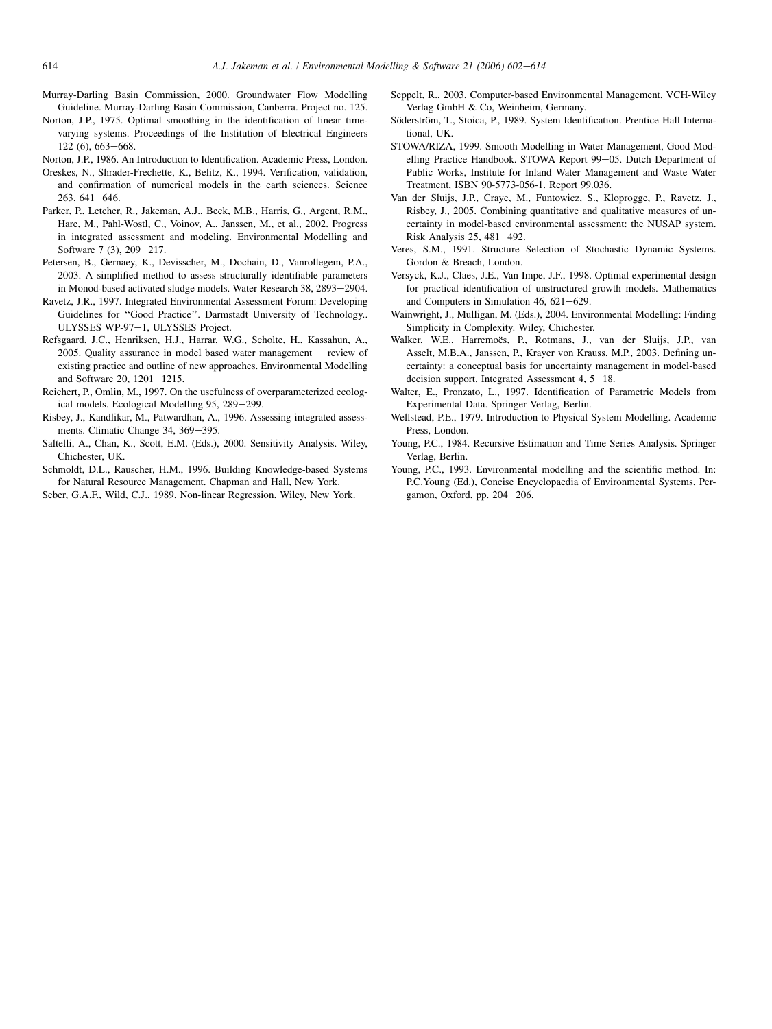Murray-Darling Basin Commission, 2000. Groundwater Flow Modelling Guideline. Murray-Darling Basin Commission, Canberra. Project no. 125.

Norton, J.P., 1975. Optimal smoothing in the identification of linear time-varying systems. Proceedings of the Institution of Electrical Engineers 122 (6), 663–668.

Norton, J.P., 1986. An Introduction to Identification. Academic Press, London.

Oreskes, N., Shrader-Frechette, K., Belitz, K., 1994. Verification, validation, and confirmation of numerical models in the earth sciences. Science 263, 641–646.

Parker, P., Letcher, R., Jakeman, A.J., Beck, M.B., Harris, G., Argent, R.M., Hare, M., Pahl-Wostl, C., Voinov, A., Janssen, M., et al., 2002. Progress in integrated assessment and modeling. Environmental Modelling and Software 7 (3), 209–217.

Petersen, B., Gernaey, K., Devisscher, M., Dochain, D., Vanrollegem, P.A., 2003. A simplified method to assess structurally identifiable parameters in Monod-based activated sludge models. Water Research 38, 2893–2904.

Ravetz, J.R., 1997. Integrated Environmental Assessment Forum: Developing Guidelines for "Good Practice". Darmstadt University of Technology.. ULYSSES WP-97–1, ULYSSES Project.

Refsgaard, J.C., Henriksen, H.J., Harrar, W.G., Scholte, H., Kassahun, A., 2005. Quality assurance in model based water management – review of existing practice and outline of new approaches. Environmental Modelling and Software 20, 1201–1215.

Reichert, P., Omlin, M., 1997. On the usefulness of overparameterized ecological models. Ecological Modelling 95, 289–299.

Risbey, J., Kandlikar, M., Patwardhan, A., 1996. Assessing integrated assessments. Climatic Change 34, 369–395.

Saltelli, A., Chan, K., Scott, E.M. (Eds.), 2000. Sensitivity Analysis. Wiley, Chichester, UK.

Schmoldt, D.L., Rauscher, H.M., 1996. Building Knowledge-based Systems for Natural Resource Management. Chapman and Hall, New York.

Seber, G.A.F., Wild, C.J., 1989. Non-linear Regression. Wiley, New York.

Seppelt, R., 2003. Computer-based Environmental Management. VCH-Wiley Verlag GmbH & Co, Weinheim, Germany.

Söderström, T., Stoica, P., 1989. System Identification. Prentice Hall International, UK.

STOWA/RIZA, 1999. Smooth Modelling in Water Management, Good Modelling Practice Handbook. STOWA Report 99–05. Dutch Department of Public Works, Institute for Inland Water Management and Waste Water Treatment, ISBN 90-5773-056-1. Report 99.036.

Van der Sluijs, J.P., Craye, M., Funtowicz, S., Kloprogge, P., Ravetz, J., Risbey, J., 2005. Combining quantitative and qualitative measures of uncertainty in model-based environmental assessment: the NUSAP system. Risk Analysis 25, 481–492.

Veres, S.M., 1991. Structure Selection of Stochastic Dynamic Systems. Gordon & Breach, London.

Versyck, K.J., Claes, J.E., Van Impe, J.F., 1998. Optimal experimental design for practical identification of unstructured growth models. Mathematics and Computers in Simulation 46, 621–629.

Wainwright, J., Mulligan, M. (Eds.), 2004. Environmental Modelling: Finding Simplicity in Complexity. Wiley, Chichester.

Walker, W.E., Harremoës, P., Rotmans, J., van der Sluijs, J.P., van Asselt, M.B.A., Janssen, P., Krayer von Krauss, M.P., 2003. Defining uncertainty: a conceptual basis for uncertainty management in model-based decision support. Integrated Assessment 4, 5–18.

Walter, E., Pronzato, L., 1997. Identification of Parametric Models from Experimental Data. Springer Verlag, Berlin.

Wellstead, P.E., 1979. Introduction to Physical System Modelling. Academic Press, London.

Young, P.C., 1984. Recursive Estimation and Time Series Analysis. Springer Verlag, Berlin.

Young, P.C., 1993. Environmental modelling and the scientific method. In: P.C.Young (Ed.), Concise Encyclopaedia of Environmental Systems. Pergamon, Oxford, pp. 204–206.